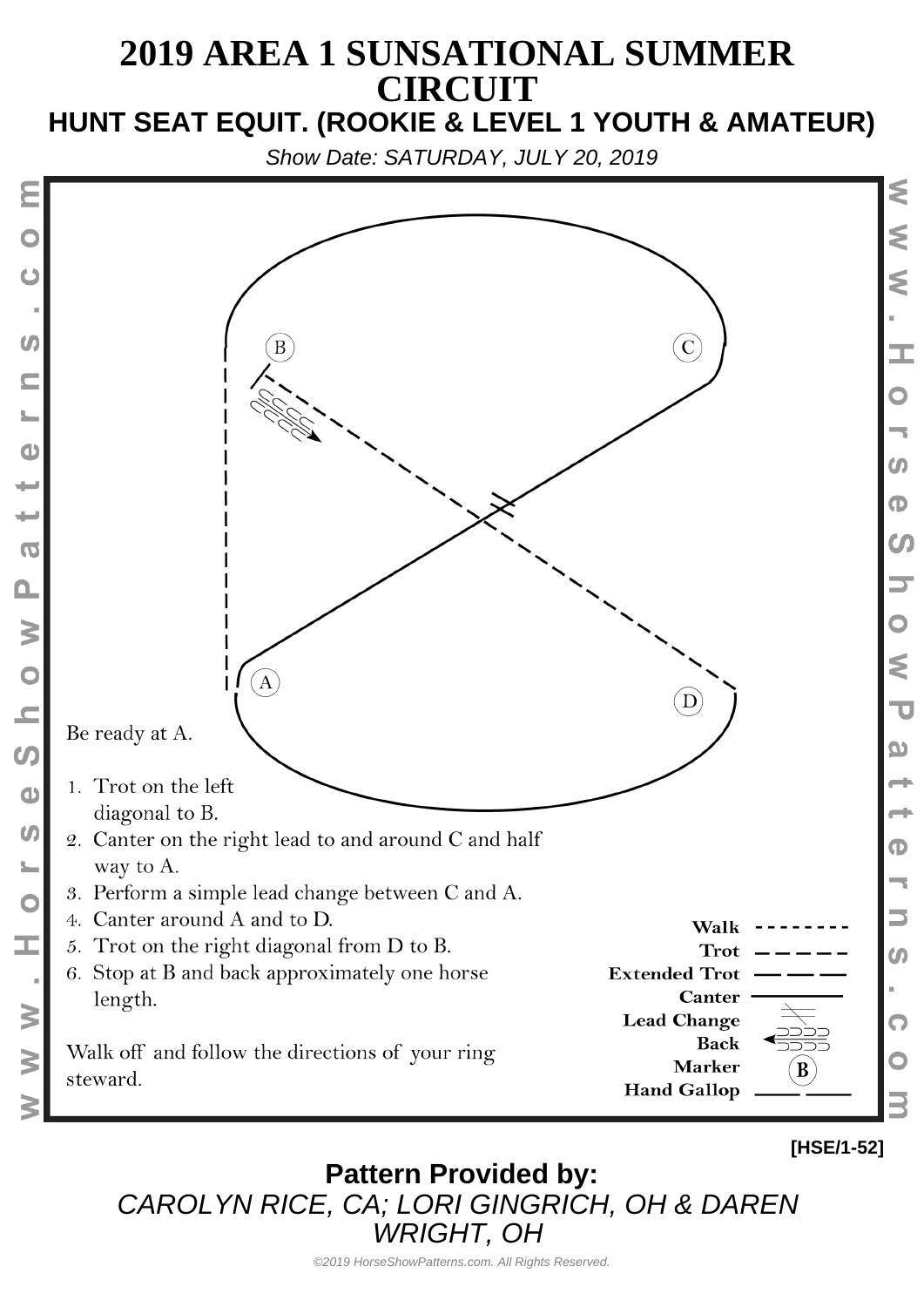# 2019 AREA 1 SUNSATIONAL SUMMER CIRCUIT

## HUNT SEAT EQUIT. (ROOKIE & LEVEL 1 YOUTH & AMATEUR)

*Show Date: SATURDAY, JULY 20, 2019*

Be ready at A.

1. Trot on the left diagonal to B.
2. Canter on the right lead to and around C and half way to A.
3. Perform a simple lead change between C and A.
4. Canter around A and to D.
5. Trot on the right diagonal from D to B.
6. Stop at B and back approximately one horse length.

Walk off and follow the directions of your ring steward.

Walk
Trot
Extended Trot
Canter
Lead Change
Back
Marker
Hand Gallop

[HSE/1-52]

**Pattern Provided by:**

*CAROLYN RICE, CA; LORI GINGRICH, OH & DAREN WRIGHT, OH*

*©2019 HorseShowPatterns.com. All Rights Reserved.*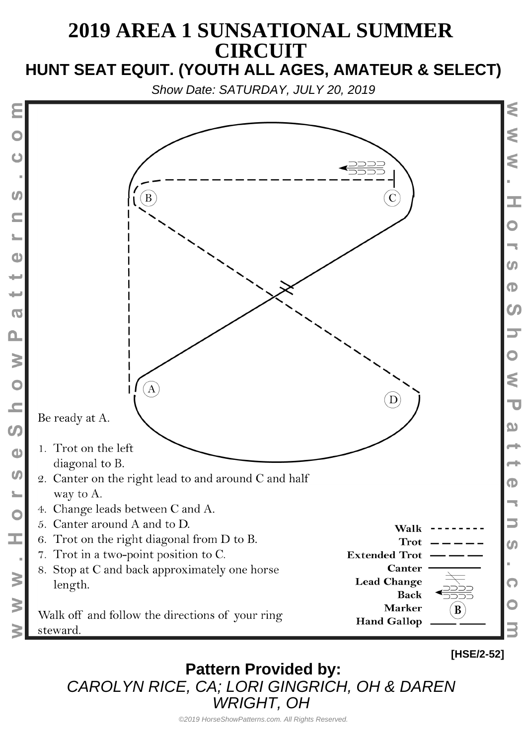# 2019 AREA 1 SUNSATIONAL SUMMER CIRCUIT

## HUNT SEAT EQUIT. (YOUTH ALL AGES, AMATEUR & SELECT)

*Show Date: SATURDAY, JULY 20, 2019*

Be ready at A.

1. Trot on the left diagonal to B.
2. Canter on the right lead to and around C and half way to A.
4. Change leads between C and A.
5. Canter around A and to D.
6. Trot on the right diagonal from D to B.
7. Trot in a two-point position to C.
8. Stop at C and back approximately one horse length.

Walk off and follow the directions of your ring steward.

Walk
Trot
Extended Trot
Canter
Lead Change
Back
Marker
Hand Gallop

[HSE/2-52]

**Pattern Provided by:**

*CAROLYN RICE, CA; LORI GINGRICH, OH & DAREN WRIGHT, OH*

*©2019 HorseShowPatterns.com. All Rights Reserved.*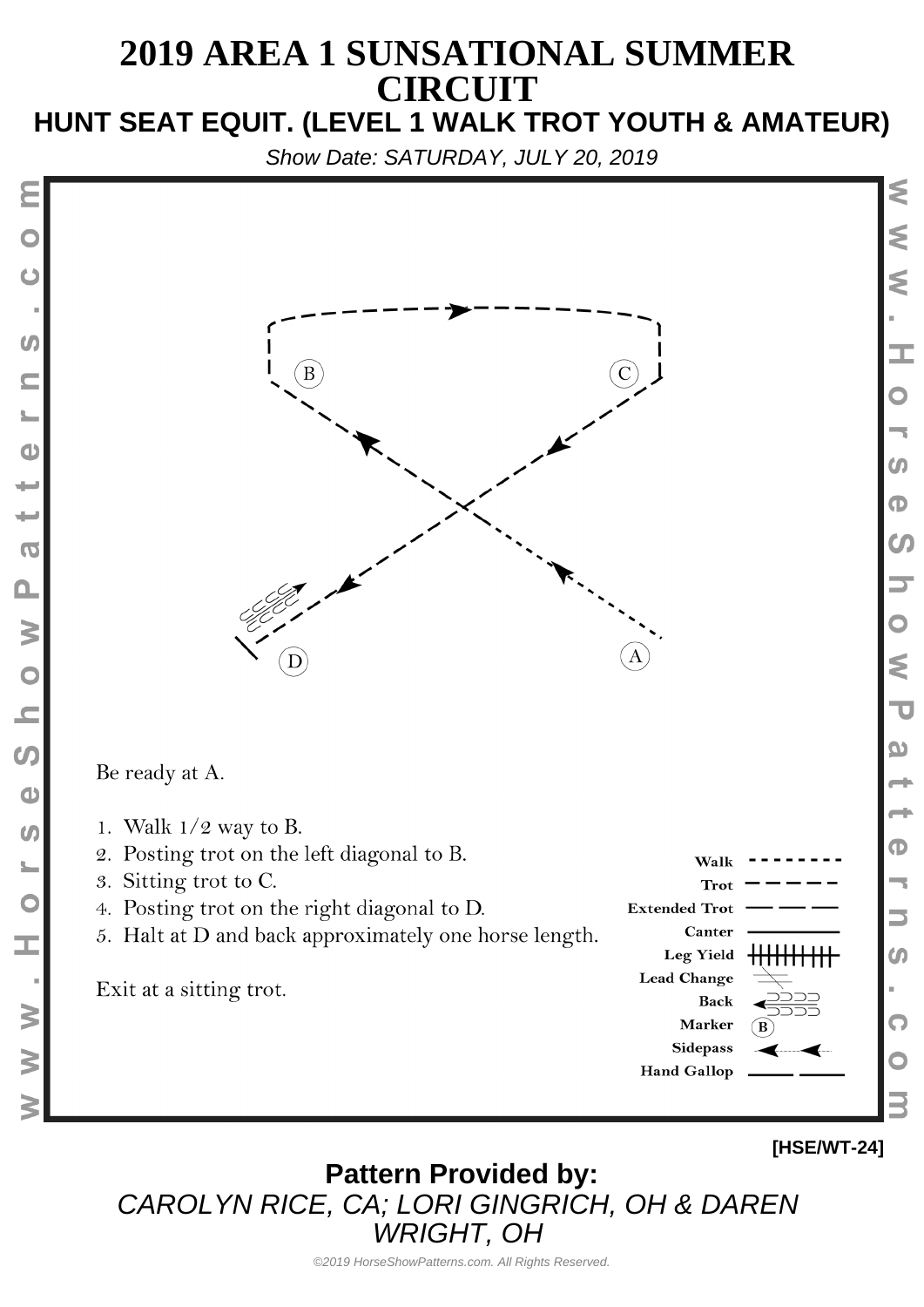# 2019 AREA 1 SUNSATIONAL SUMMER CIRCUIT

## HUNT SEAT EQUIT. (LEVEL 1 WALK TROT YOUTH & AMATEUR)

*Show Date: SATURDAY, JULY 20, 2019*

Be ready at A.

1. Walk 1/2 way to B.
2. Posting trot on the left diagonal to B.
3. Sitting trot to C.
4. Posting trot on the right diagonal to D.
5. Halt at D and back approximately one horse length.

Exit at a sitting trot.

| Legend |
|---|
| Walk |
| Trot |
| Extended Trot |
| Canter |
| Leg Yield |
| Lead Change |
| Back |
| Marker |
| Sidepass |
| Hand Gallop |

[HSE/WT-24]

**Pattern Provided by:**

*CAROLYN RICE, CA; LORI GINGRICH, OH & DAREN WRIGHT, OH*

©2019 HorseShowPatterns.com. All Rights Reserved.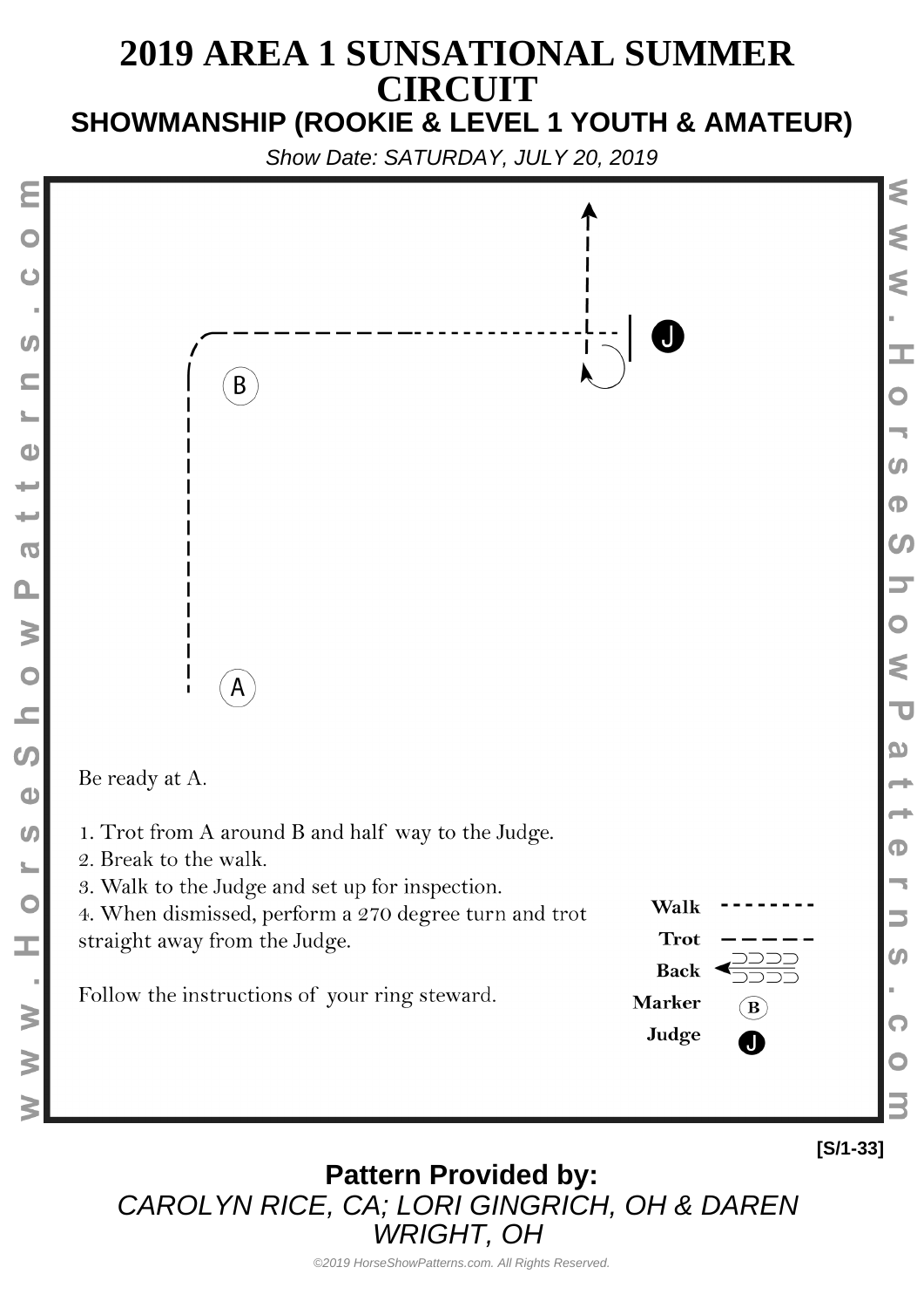# 2019 AREA 1 SUNSATIONAL SUMMER CIRCUIT

## SHOWMANSHIP (ROOKIE & LEVEL 1 YOUTH & AMATEUR)

*Show Date: SATURDAY, JULY 20, 2019*

Be ready at A.

1. Trot from A around B and half way to the Judge.
2. Break to the walk.
3. Walk to the Judge and set up for inspection.
4. When dismissed, perform a 270 degree turn and trot straight away from the Judge.

Follow the instructions of your ring steward.

**Walk**

**Trot**

**Back**

**Marker**

**Judge**

**[S/1-33]**

**Pattern Provided by:**

*CAROLYN RICE, CA; LORI GINGRICH, OH & DAREN WRIGHT, OH*

*©2019 HorseShowPatterns.com. All Rights Reserved.*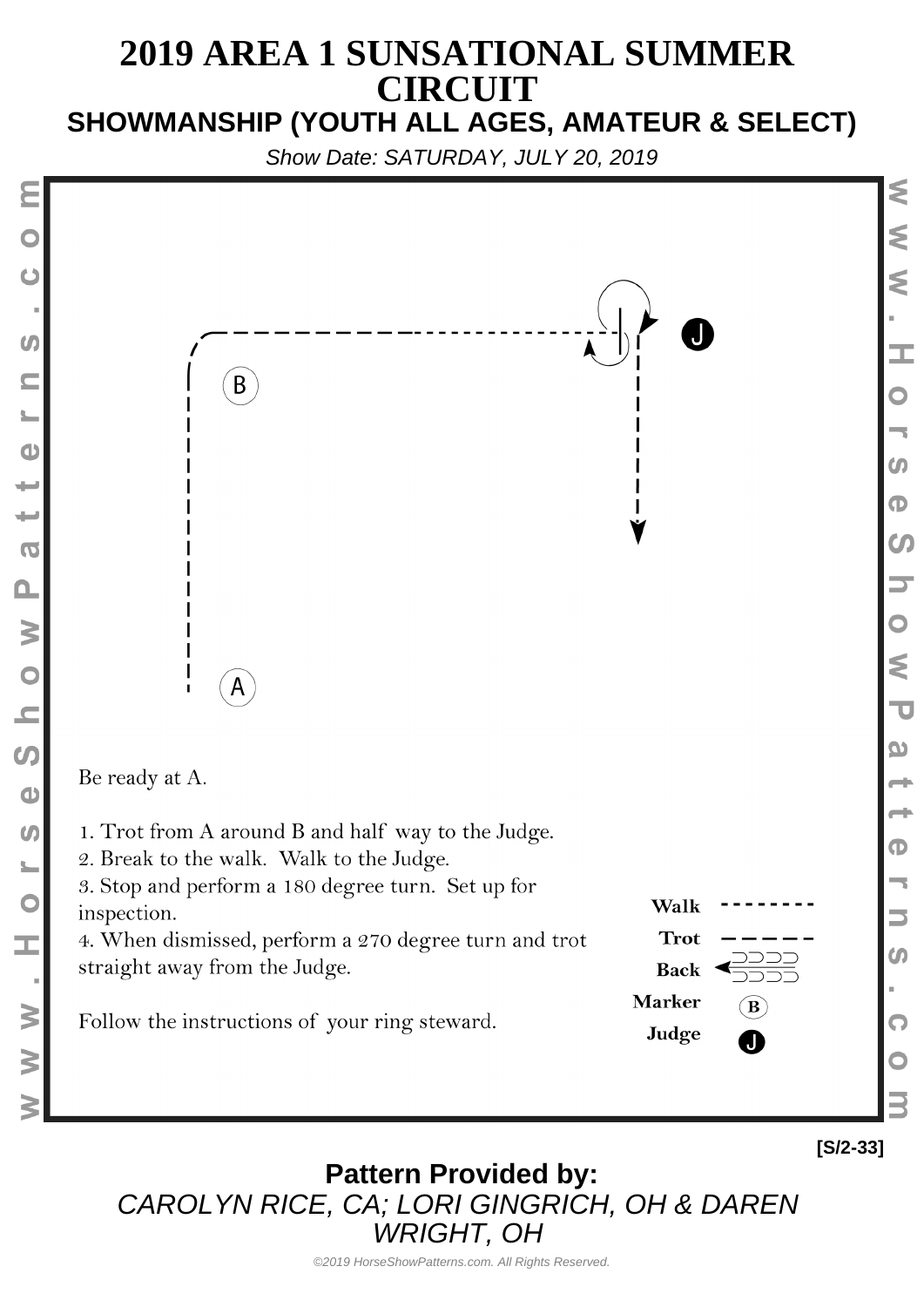# 2019 AREA 1 SUNSATIONAL SUMMER CIRCUIT

## SHOWMANSHIP (YOUTH ALL AGES, AMATEUR & SELECT)

*Show Date: SATURDAY, JULY 20, 2019*

Be ready at A.

1. Trot from A around B and half way to the Judge.
2. Break to the walk. Walk to the Judge.
3. Stop and perform a 180 degree turn. Set up for inspection.
4. When dismissed, perform a 270 degree turn and trot straight away from the Judge.

Follow the instructions of your ring steward.

**Walk**
**Trot**
**Back**
**Marker** B
**Judge** J

**[S/2-33]**

**Pattern Provided by:**

*CAROLYN RICE, CA; LORI GINGRICH, OH & DAREN WRIGHT, OH*

*©2019 HorseShowPatterns.com. All Rights Reserved.*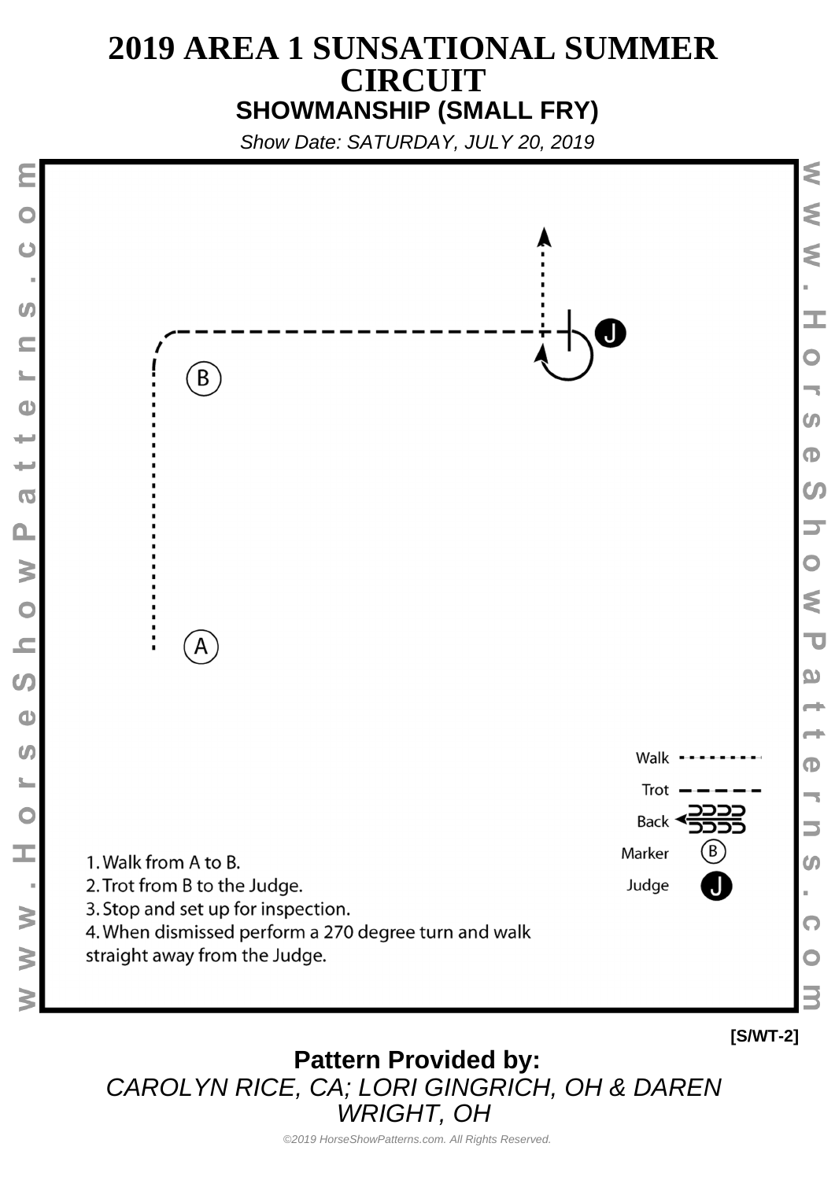# 2019 AREA 1 SUNSATIONAL SUMMER CIRCUIT

## SHOWMANSHIP (SMALL FRY)

*Show Date: SATURDAY, JULY 20, 2019*

B

A

J

Walk

Trot

Back

Marker (B)

Judge (J)

1. Walk from A to B.
2. Trot from B to the Judge.
3. Stop and set up for inspection.
4. When dismissed perform a 270 degree turn and walk straight away from the Judge.

[S/WT-2]

**Pattern Provided by:**

*CAROLYN RICE, CA; LORI GINGRICH, OH & DAREN WRIGHT, OH*

*©2019 HorseShowPatterns.com. All Rights Reserved.*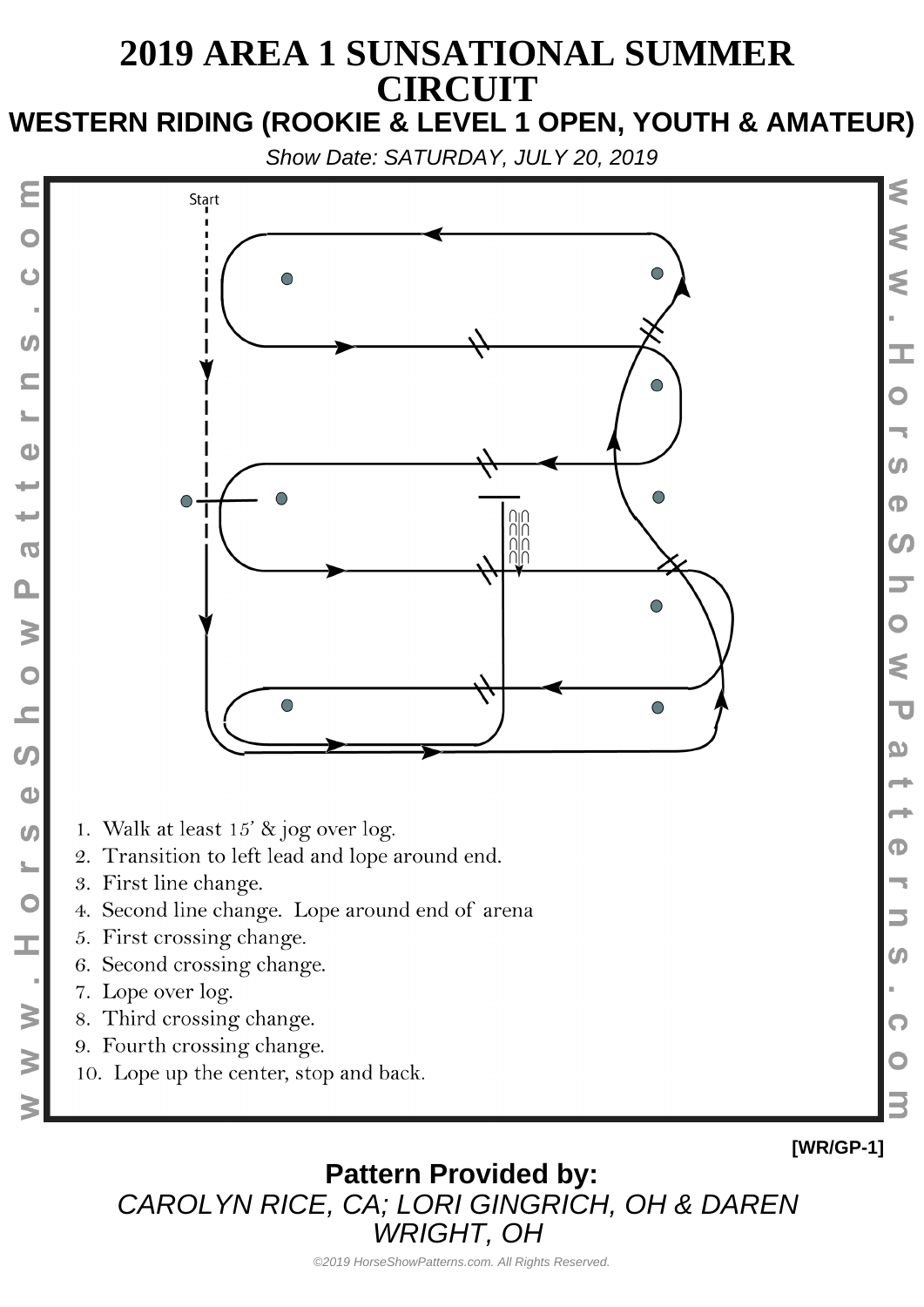# 2019 AREA 1 SUNSATIONAL SUMMER CIRCUIT

## WESTERN RIDING (ROOKIE & LEVEL 1 OPEN, YOUTH & AMATEUR)

*Show Date: SATURDAY, JULY 20, 2019*

Start

1. Walk at least 15' & jog over log.
2. Transition to left lead and lope around end.
3. First line change.
4. Second line change. Lope around end of arena
5. First crossing change.
6. Second crossing change.
7. Lope over log.
8. Third crossing change.
9. Fourth crossing change.
10. Lope up the center, stop and back.

**[WR/GP-1]**

**Pattern Provided by:**

*CAROLYN RICE, CA; LORI GINGRICH, OH & DAREN WRIGHT, OH*

*©2019 HorseShowPatterns.com. All Rights Reserved.*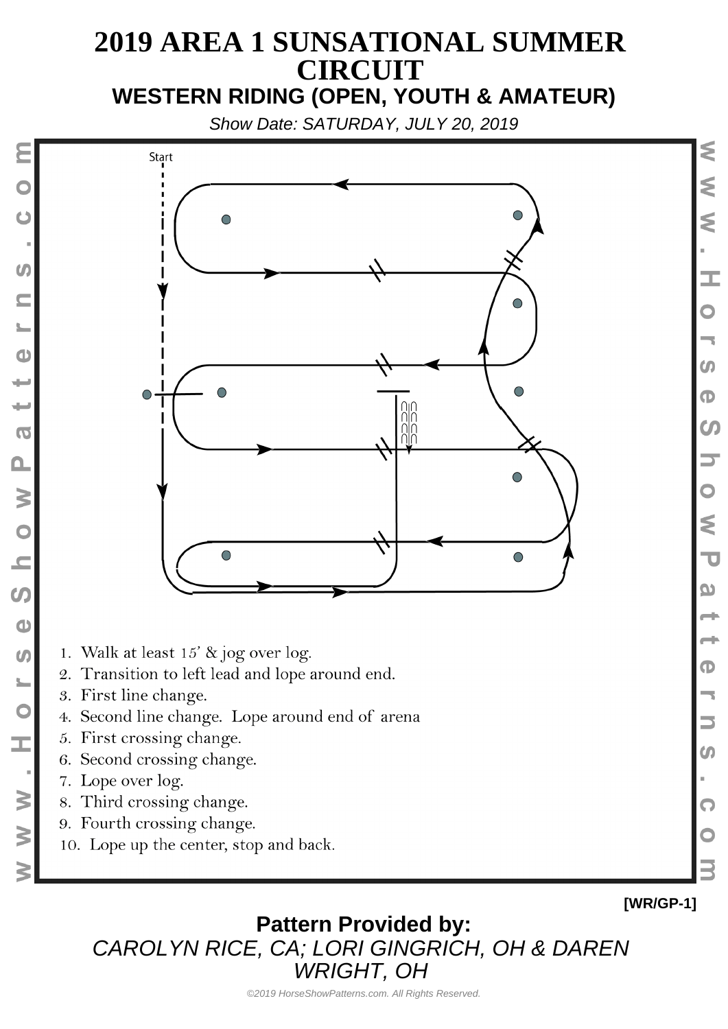# 2019 AREA 1 SUNSATIONAL SUMMER CIRCUIT

## WESTERN RIDING (OPEN, YOUTH & AMATEUR)

*Show Date: SATURDAY, JULY 20, 2019*

Start

1. Walk at least 15' & jog over log.
2. Transition to left lead and lope around end.
3. First line change.
4. Second line change. Lope around end of arena
5. First crossing change.
6. Second crossing change.
7. Lope over log.
8. Third crossing change.
9. Fourth crossing change.
10. Lope up the center, stop and back.

**[WR/GP-1]**

**Pattern Provided by:**

*CAROLYN RICE, CA; LORI GINGRICH, OH & DAREN WRIGHT, OH*

*©2019 HorseShowPatterns.com. All Rights Reserved.*